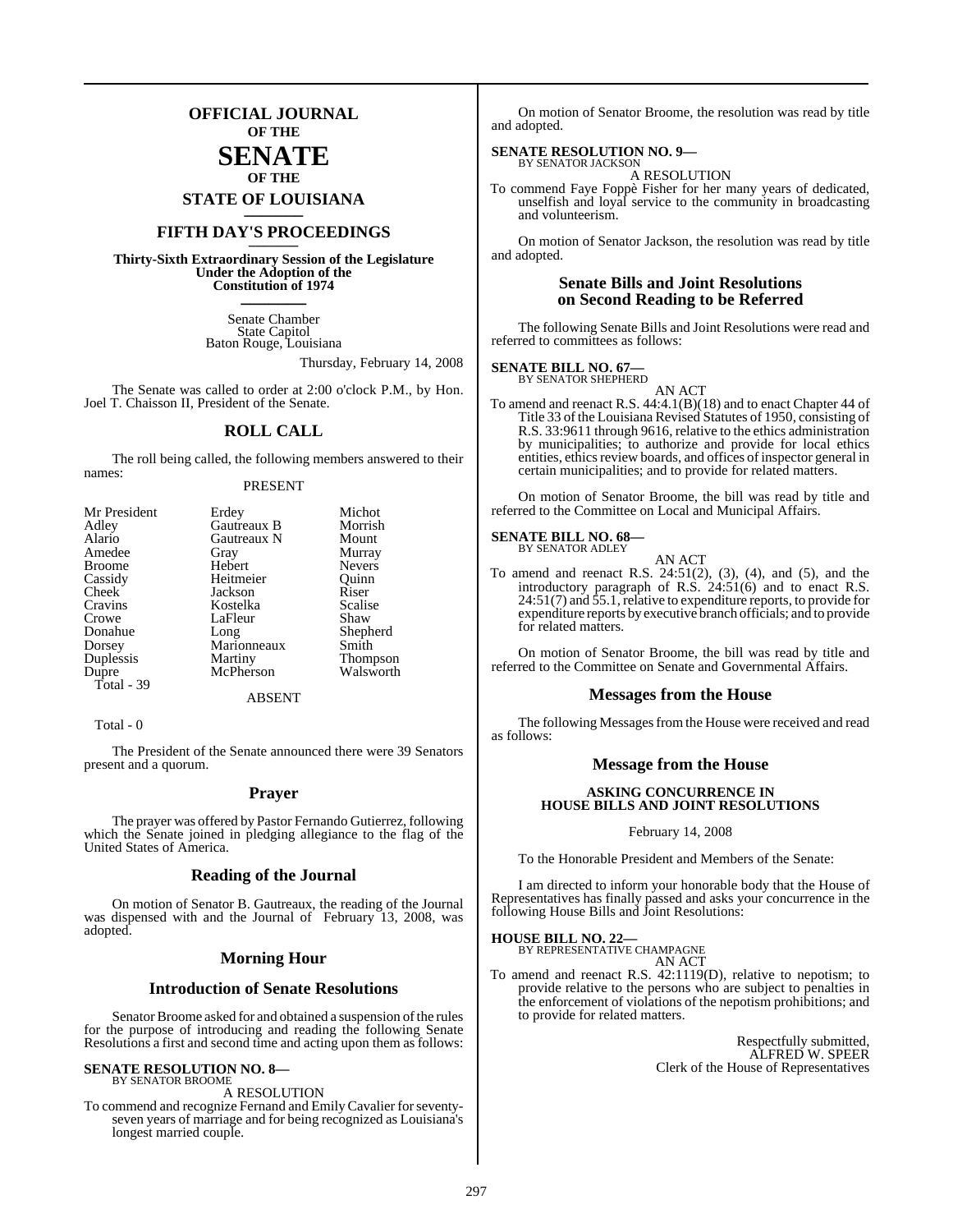# OFFICIAL JOURNAL OF THE SENATE OF THE STATE OF LOUISIANA

## FIFTH DAY'S PROCEEDINGS

**Thirty-Sixth Extraordinary Session of the Legislature Under the Adoption of the Constitution of 1974**

Senate Chamber
State Capitol
Baton Rouge, Louisiana

Thursday, February 14, 2008

The Senate was called to order at 2:00 o'clock P.M., by Hon. Joel T. Chaisson II, President of the Senate.

## ROLL CALL

The roll being called, the following members answered to their names:

PRESENT

| | | |
|---|---|---|
| Mr President | Erdey | Michot |
| Adley | Gautreaux B | Morrish |
| Alario | Gautreaux N | Mount |
| Amedee | Gray | Murray |
| Broome | Hebert | Nevers |
| Cassidy | Heitmeier | Quinn |
| Cheek | Jackson | Riser |
| Cravins | Kostelka | Scalise |
| Crowe | LaFleur | Shaw |
| Donahue | Long | Shepherd |
| Dorsey | Marionneaux | Smith |
| Duplessis | Martiny | Thompson |
| Dupre | McPherson | Walsworth |

Total - 39

ABSENT

Total - 0

The President of the Senate announced there were 39 Senators present and a quorum.

## Prayer

The prayer was offered by Pastor Fernando Gutierrez, following which the Senate joined in pledging allegiance to the flag of the United States of America.

## Reading of the Journal

On motion of Senator B. Gautreaux, the reading of the Journal was dispensed with and the Journal of February 13, 2008, was adopted.

## Morning Hour

## Introduction of Senate Resolutions

Senator Broome asked for and obtained a suspension of the rules for the purpose of introducing and reading the following Senate Resolutions a first and second time and acting upon them as follows:

**SENATE RESOLUTION NO. 8—**
BY SENATOR BROOME

A RESOLUTION

To commend and recognize Fernand and Emily Cavalier for seventy-seven years of marriage and for being recognized as Louisiana's longest married couple.

On motion of Senator Broome, the resolution was read by title and adopted.

**SENATE RESOLUTION NO. 9—**
BY SENATOR JACKSON

A RESOLUTION

To commend Faye Foppè Fisher for her many years of dedicated, unselfish and loyal service to the community in broadcasting and volunteerism.

On motion of Senator Jackson, the resolution was read by title and adopted.

## Senate Bills and Joint Resolutions on Second Reading to be Referred

The following Senate Bills and Joint Resolutions were read and referred to committees as follows:

**SENATE BILL NO. 67—**
BY SENATOR SHEPHERD

AN ACT

To amend and reenact R.S. 44:4.1(B)(18) and to enact Chapter 44 of Title 33 of the Louisiana Revised Statutes of 1950, consisting of R.S. 33:9611 through 9616, relative to the ethics administration by municipalities; to authorize and provide for local ethics entities, ethics review boards, and offices of inspector general in certain municipalities; and to provide for related matters.

On motion of Senator Broome, the bill was read by title and referred to the Committee on Local and Municipal Affairs.

**SENATE BILL NO. 68—**
BY SENATOR ADLEY

AN ACT

To amend and reenact R.S. 24:51(2), (3), (4), and (5), and the introductory paragraph of R.S. 24:51(6) and to enact R.S. 24:51(7) and 55.1, relative to expenditure reports, to provide for expenditure reports by executive branch officials; and to provide for related matters.

On motion of Senator Broome, the bill was read by title and referred to the Committee on Senate and Governmental Affairs.

## Messages from the House

The following Messages from the House were received and read as follows:

## Message from the House

**ASKING CONCURRENCE IN HOUSE BILLS AND JOINT RESOLUTIONS**

February 14, 2008

To the Honorable President and Members of the Senate:

I am directed to inform your honorable body that the House of Representatives has finally passed and asks your concurrence in the following House Bills and Joint Resolutions:

**HOUSE BILL NO. 22—**
BY REPRESENTATIVE CHAMPAGNE

AN ACT

To amend and reenact R.S. 42:1119(D), relative to nepotism; to provide relative to the persons who are subject to penalties in the enforcement of violations of the nepotism prohibitions; and to provide for related matters.

Respectfully submitted,
ALFRED W. SPEER
Clerk of the House of Representatives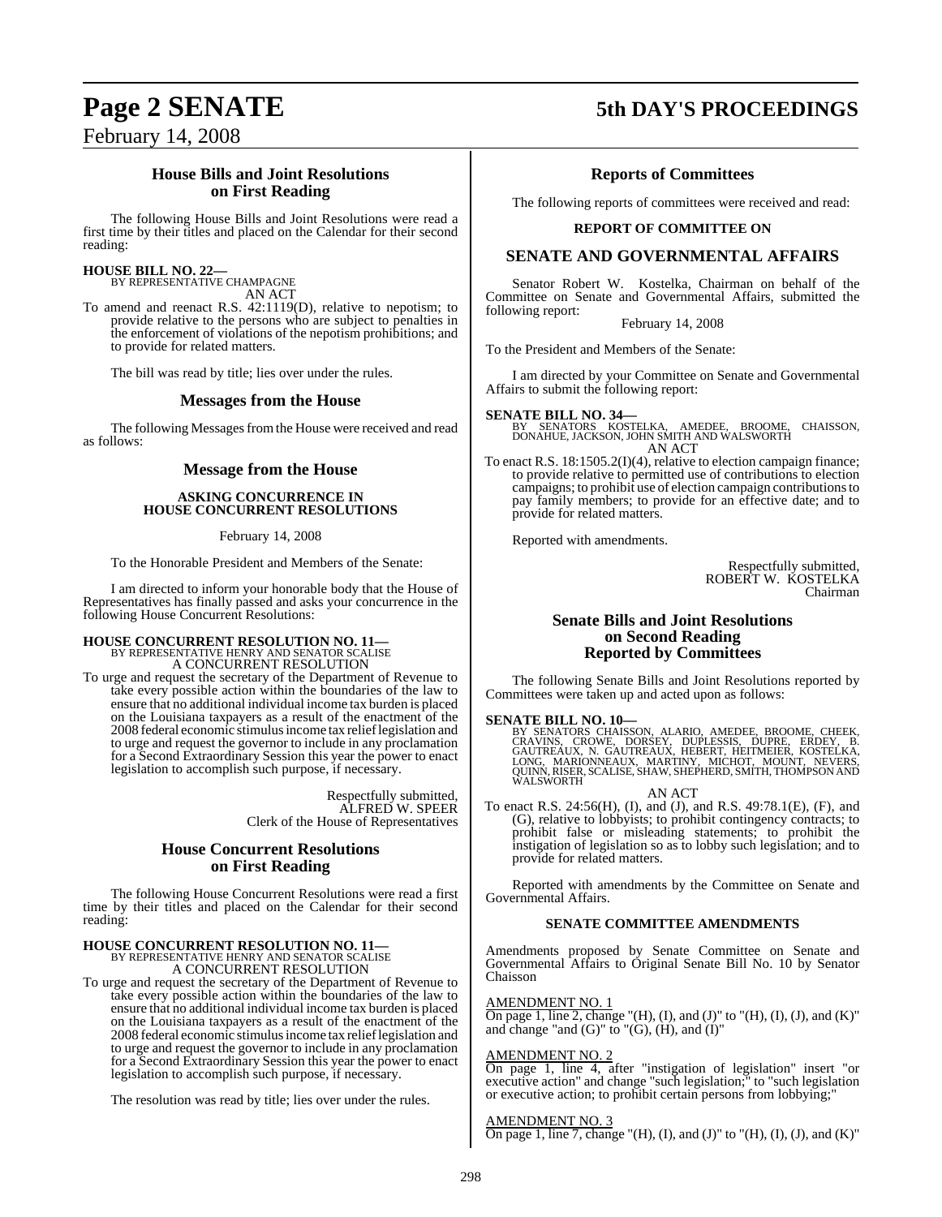## House Bills and Joint Resolutions on First Reading

The following House Bills and Joint Resolutions were read a first time by their titles and placed on the Calendar for their second reading:

**HOUSE BILL NO. 22—**
BY REPRESENTATIVE CHAMPAGNE
AN ACT

To amend and reenact R.S. 42:1119(D), relative to nepotism; to provide relative to the persons who are subject to penalties in the enforcement of violations of the nepotism prohibitions; and to provide for related matters.

The bill was read by title; lies over under the rules.

## Messages from the House

The following Messages from the House were received and read as follows:

## Message from the House

### ASKING CONCURRENCE IN HOUSE CONCURRENT RESOLUTIONS

February 14, 2008

To the Honorable President and Members of the Senate:

I am directed to inform your honorable body that the House of Representatives has finally passed and asks your concurrence in the following House Concurrent Resolutions:

**HOUSE CONCURRENT RESOLUTION NO. 11—**
BY REPRESENTATIVE HENRY AND SENATOR SCALISE
A CONCURRENT RESOLUTION

To urge and request the secretary of the Department of Revenue to take every possible action within the boundaries of the law to ensure that no additional individual income tax burden is placed on the Louisiana taxpayers as a result of the enactment of the 2008 federal economic stimulus income tax relief legislation and to urge and request the governor to include in any proclamation for a Second Extraordinary Session this year the power to enact legislation to accomplish such purpose, if necessary.

Respectfully submitted,
ALFRED W. SPEER
Clerk of the House of Representatives

## House Concurrent Resolutions on First Reading

The following House Concurrent Resolutions were read a first time by their titles and placed on the Calendar for their second reading:

**HOUSE CONCURRENT RESOLUTION NO. 11—**
BY REPRESENTATIVE HENRY AND SENATOR SCALISE
A CONCURRENT RESOLUTION

To urge and request the secretary of the Department of Revenue to take every possible action within the boundaries of the law to ensure that no additional individual income tax burden is placed on the Louisiana taxpayers as a result of the enactment of the 2008 federal economic stimulus income tax relief legislation and to urge and request the governor to include in any proclamation for a Second Extraordinary Session this year the power to enact legislation to accomplish such purpose, if necessary.

The resolution was read by title; lies over under the rules.

## Reports of Committees

The following reports of committees were received and read:

### REPORT OF COMMITTEE ON

## SENATE AND GOVERNMENTAL AFFAIRS

Senator Robert W. Kostelka, Chairman on behalf of the Committee on Senate and Governmental Affairs, submitted the following report:

February 14, 2008

To the President and Members of the Senate:

I am directed by your Committee on Senate and Governmental Affairs to submit the following report:

**SENATE BILL NO. 34—**
BY SENATORS KOSTELKA, AMEDEE, BROOME, CHAISSON, DONAHUE, JACKSON, JOHN SMITH AND WALSWORTH
AN ACT

To enact R.S. 18:1505.2(I)(4), relative to election campaign finance; to provide relative to permitted use of contributions to election campaigns; to prohibit use of election campaign contributions to pay family members; to provide for an effective date; and to provide for related matters.

Reported with amendments.

Respectfully submitted,
ROBERT W. KOSTELKA
Chairman

## Senate Bills and Joint Resolutions on Second Reading Reported by Committees

The following Senate Bills and Joint Resolutions reported by Committees were taken up and acted upon as follows:

**SENATE BILL NO. 10—**
BY SENATORS CHAISSON, ALARIO, AMEDEE, BROOME, CHEEK, CRAVINS, CROWE, DORSEY, DUPLESSIS, DUPRE, ERDEY, B. GAUTREAUX, N. GAUTREAUX, HEBERT, HEITMEIER, KOSTELKA, LONG, MARIONNEAUX, MARTINY, MICHOT, MOUNT, NEVERS, QUINN, RISER, SCALISE, SHAW, SHEPHERD, SMITH, THOMPSON AND WALSWORTH
AN ACT

To enact R.S. 24:56(H), (I), and (J), and R.S. 49:78.1(E), (F), and (G), relative to lobbyists; to prohibit contingency contracts; to prohibit false or misleading statements; to prohibit the instigation of legislation so as to lobby such legislation; and to provide for related matters.

Reported with amendments by the Committee on Senate and Governmental Affairs.

### SENATE COMMITTEE AMENDMENTS

Amendments proposed by Senate Committee on Senate and Governmental Affairs to Original Senate Bill No. 10 by Senator Chaisson

AMENDMENT NO. 1
On page 1, line 2, change "(H), (I), and (J)" to "(H), (I), (J), and (K)" and change "and (G)" to "(G), (H), and (I)"

AMENDMENT NO. 2
On page 1, line 4, after "instigation of legislation" insert "or executive action" and change "such legislation;" to "such legislation or executive action; to prohibit certain persons from lobbying;"

AMENDMENT NO. 3
On page 1, line 7, change "(H), (I), and (J)" to "(H), (I), (J), and (K)"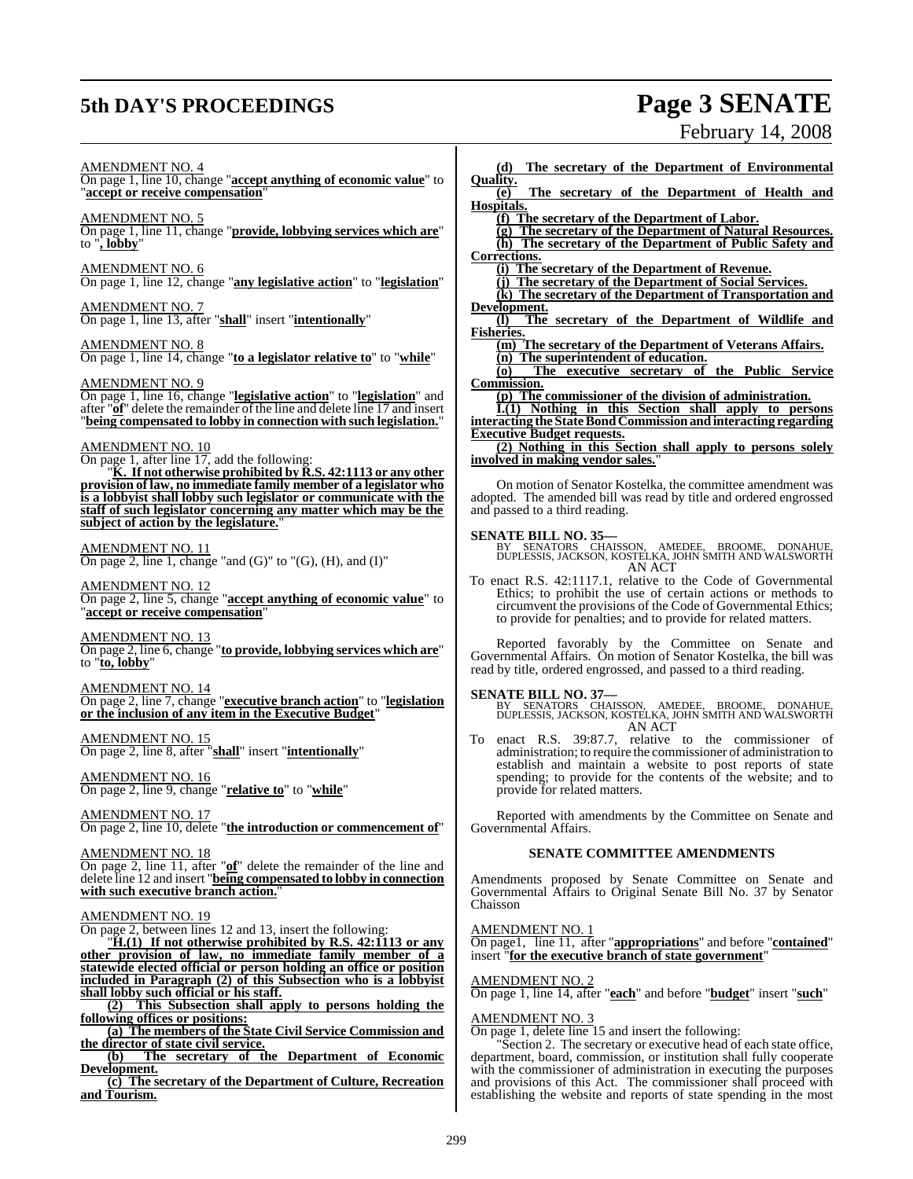AMENDMENT NO. 4
On page 1, line 10, change "**accept anything of economic value**" to "**accept or receive compensation**"

AMENDMENT NO. 5
On page 1, line 11, change "**provide, lobbying services which are**" to "**, lobby**"

AMENDMENT NO. 6
On page 1, line 12, change "**any legislative action**" to "**legislation**"

AMENDMENT NO. 7
On page 1, line 13, after "**shall**" insert "**intentionally**"

AMENDMENT NO. 8
On page 1, line 14, change "**to a legislator relative to**" to "**while**"

AMENDMENT NO. 9
On page 1, line 16, change "**legislative action**" to "**legislation**" and after "**of**" delete the remainder of the line and delete line 17 and insert "**being compensated to lobby in connection with such legislation.**"

AMENDMENT NO. 10
On page 1, after line 17, add the following:

"**K. If not otherwise prohibited by R.S. 42:1113 or any other provision of law, no immediate family member of a legislator who is a lobbyist shall lobby such legislator or communicate with the staff of such legislator concerning any matter which may be the subject of action by the legislature.**"

AMENDMENT NO. 11
On page 2, line 1, change "and (G)" to "(G), (H), and (I)"

AMENDMENT NO. 12
On page 2, line 5, change "**accept anything of economic value**" to "**accept or receive compensation**"

AMENDMENT NO. 13
On page 2, line 6, change "**to provide, lobbying services which are**" to "**to, lobby**"

AMENDMENT NO. 14
On page 2, line 7, change "**executive branch action**" to "**legislation or the inclusion of any item in the Executive Budget**"

AMENDMENT NO. 15
On page 2, line 8, after "**shall**" insert "**intentionally**"

AMENDMENT NO. 16
On page 2, line 9, change "**relative to**" to "**while**"

AMENDMENT NO. 17
On page 2, line 10, delete "**the introduction or commencement of**"

AMENDMENT NO. 18
On page 2, line 11, after "**of**" delete the remainder of the line and delete line 12 and insert "**being compensated to lobby in connection with such executive branch action.**"

AMENDMENT NO. 19
On page 2, between lines 12 and 13, insert the following:

"**H.(1) If not otherwise prohibited by R.S. 42:1113 or any other provision of law, no immediate family member of a statewide elected official or person holding an office or position included in Paragraph (2) of this Subsection who is a lobbyist shall lobby such official or his staff.**

**(2) This Subsection shall apply to persons holding the following offices or positions:**

**(a) The members of the State Civil Service Commission and the director of state civil service.**

**(b) The secretary of the Department of Economic Development.**

**(c) The secretary of the Department of Culture, Recreation and Tourism.**

**(d) The secretary of the Department of Environmental Quality.**

**(e) The secretary of the Department of Health and Hospitals.**

**(f) The secretary of the Department of Labor.**

**(g) The secretary of the Department of Natural Resources.**

**(h) The secretary of the Department of Public Safety and Corrections.**

**(i) The secretary of the Department of Revenue.**

**(j) The secretary of the Department of Social Services.**

**(k) The secretary of the Department of Transportation and Development.**

**(l) The secretary of the Department of Wildlife and Fisheries.**

**(m) The secretary of the Department of Veterans Affairs.**

**(n) The superintendent of education.**

**(o) The executive secretary of the Public Service Commission.**

**(p) The commissioner of the division of administration.**

**I.(1) Nothing in this Section shall apply to persons interacting the State Bond Commission and interacting regarding Executive Budget requests.**

**(2) Nothing in this Section shall apply to persons solely involved in making vendor sales.**"

On motion of Senator Kostelka, the committee amendment was adopted. The amended bill was read by title and ordered engrossed and passed to a third reading.

**SENATE BILL NO. 35—**
BY SENATORS CHAISSON, AMEDEE, BROOME, DONAHUE, DUPLESSIS, JACKSON, KOSTELKA, JOHN SMITH AND WALSWORTH
AN ACT

To enact R.S. 42:1117.1, relative to the Code of Governmental Ethics; to prohibit the use of certain actions or methods to circumvent the provisions of the Code of Governmental Ethics; to provide for penalties; and to provide for related matters.

Reported favorably by the Committee on Senate and Governmental Affairs. On motion of Senator Kostelka, the bill was read by title, ordered engrossed, and passed to a third reading.

**SENATE BILL NO. 37—**
BY SENATORS CHAISSON, AMEDEE, BROOME, DONAHUE, DUPLESSIS, JACKSON, KOSTELKA, JOHN SMITH AND WALSWORTH
AN ACT

To enact R.S. 39:87.7, relative to the commissioner of administration; to require the commissioner of administration to establish and maintain a website to post reports of state spending; to provide for the contents of the website; and to provide for related matters.

Reported with amendments by the Committee on Senate and Governmental Affairs.

**SENATE COMMITTEE AMENDMENTS**

Amendments proposed by Senate Committee on Senate and Governmental Affairs to Original Senate Bill No. 37 by Senator Chaisson

AMENDMENT NO. 1
On page1, line 11, after "**appropriations**" and before "**contained**" insert "**for the executive branch of state government**"

AMENDMENT NO. 2
On page 1, line 14, after "**each**" and before "**budget**" insert "**such**"

AMENDMENT NO. 3
On page 1, delete line 15 and insert the following:

"Section 2. The secretary or executive head of each state office, department, board, commission, or institution shall fully cooperate with the commissioner of administration in executing the purposes and provisions of this Act. The commissioner shall proceed with establishing the website and reports of state spending in the most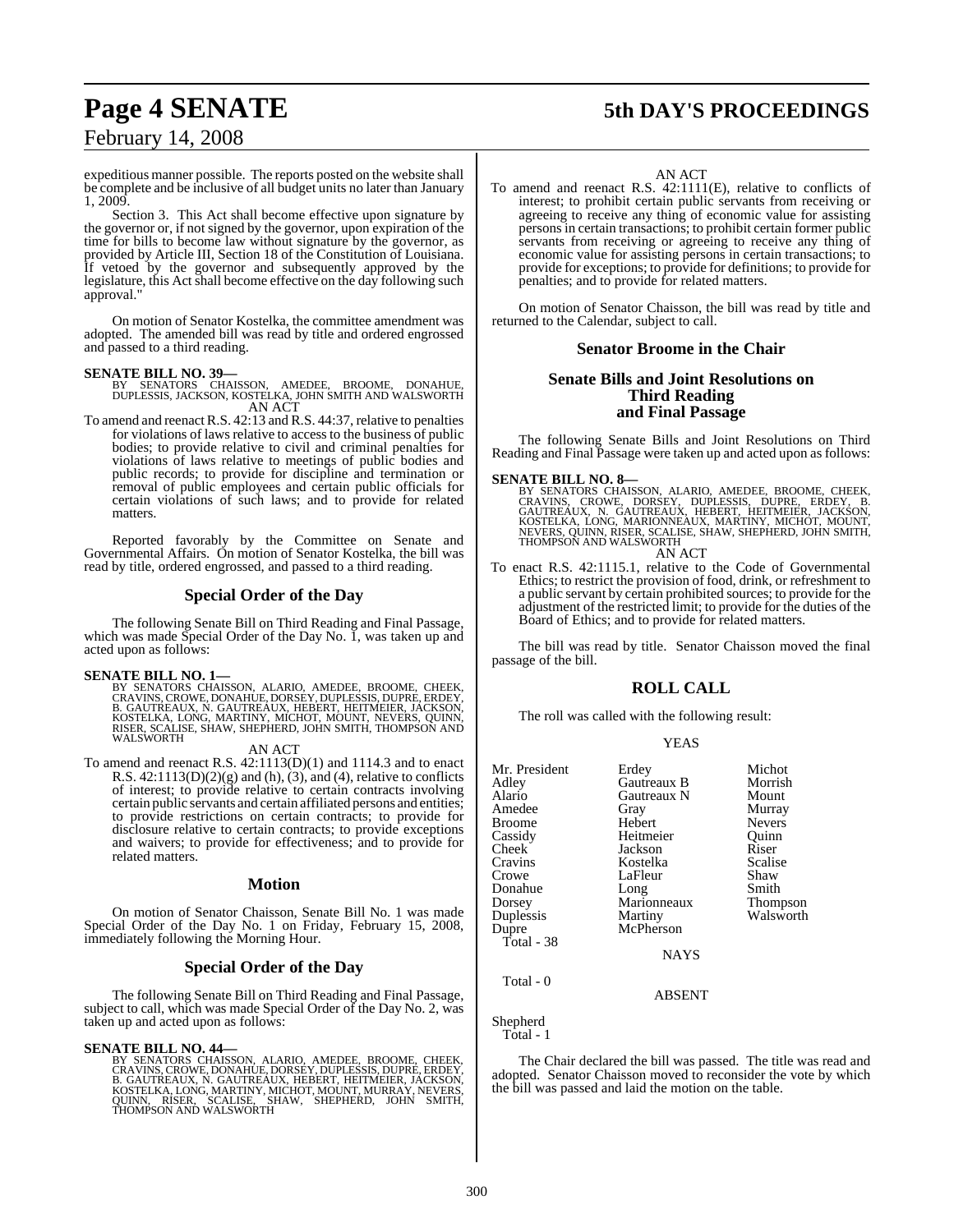expeditious manner possible. The reports posted on the website shall be complete and be inclusive of all budget units no later than January 1, 2009.

Section 3. This Act shall become effective upon signature by the governor or, if not signed by the governor, upon expiration of the time for bills to become law without signature by the governor, as provided by Article III, Section 18 of the Constitution of Louisiana. If vetoed by the governor and subsequently approved by the legislature, this Act shall become effective on the day following such approval."

On motion of Senator Kostelka, the committee amendment was adopted. The amended bill was read by title and ordered engrossed and passed to a third reading.

**SENATE BILL NO. 39—**
BY SENATORS CHAISSON, AMEDEE, BROOME, DONAHUE, DUPLESSIS, JACKSON, KOSTELKA, JOHN SMITH AND WALSWORTH
AN ACT

To amend and reenact R.S. 42:13 and R.S. 44:37, relative to penalties for violations of laws relative to access to the business of public bodies; to provide relative to civil and criminal penalties for violations of laws relative to meetings of public bodies and public records; to provide for discipline and termination or removal of public employees and certain public officials for certain violations of such laws; and to provide for related matters.

Reported favorably by the Committee on Senate and Governmental Affairs. On motion of Senator Kostelka, the bill was read by title, ordered engrossed, and passed to a third reading.

## Special Order of the Day

The following Senate Bill on Third Reading and Final Passage, which was made Special Order of the Day No. 1, was taken up and acted upon as follows:

**SENATE BILL NO. 1—**
BY SENATORS CHAISSON, ALARIO, AMEDEE, BROOME, CHEEK, CRAVINS, CROWE, DONAHUE, DORSEY, DUPLESSIS, DUPRE, ERDEY, B. GAUTREAUX, N. GAUTREAUX, HEBERT, HEITMEIER, JACKSON, KOSTELKA, LONG, MARTINY, MICHOT, MOUNT, NEVERS, QUINN, RISER, SCALISE, SHAW, SHEPHERD, JOHN SMITH, THOMPSON AND WALSWORTH
AN ACT

To amend and reenact R.S. 42:1113(D)(1) and 1114.3 and to enact R.S. 42:1113(D)(2)(g) and (h), (3), and (4), relative to conflicts of interest; to provide relative to certain contracts involving certain public servants and certain affiliated persons and entities; to provide restrictions on certain contracts; to provide for disclosure relative to certain contracts; to provide exceptions and waivers; to provide for effectiveness; and to provide for related matters.

## Motion

On motion of Senator Chaisson, Senate Bill No. 1 was made Special Order of the Day No. 1 on Friday, February 15, 2008, immediately following the Morning Hour.

## Special Order of the Day

The following Senate Bill on Third Reading and Final Passage, subject to call, which was made Special Order of the Day No. 2, was taken up and acted upon as follows:

**SENATE BILL NO. 44—**
BY SENATORS CHAISSON, ALARIO, AMEDEE, BROOME, CHEEK, CRAVINS, CROWE, DONAHUE, DORSEY, DUPLESSIS, DUPRE, ERDEY, B. GAUTREAUX, N. GAUTREAUX, HEBERT, HEITMEIER, JACKSON, KOSTELKA, LONG, MARTINY, MICHOT, MOUNT, MURRAY, NEVERS, QUINN, RISER, SCALISE, SHAW, SHEPHERD, JOHN SMITH, THOMPSON AND WALSWORTH
AN ACT

To amend and reenact R.S. 42:1111(E), relative to conflicts of interest; to prohibit certain public servants from receiving or agreeing to receive any thing of economic value for assisting persons in certain transactions; to prohibit certain former public servants from receiving or agreeing to receive any thing of economic value for assisting persons in certain transactions; to provide for exceptions; to provide for definitions; to provide for penalties; and to provide for related matters.

On motion of Senator Chaisson, the bill was read by title and returned to the Calendar, subject to call.

## Senator Broome in the Chair

## Senate Bills and Joint Resolutions on Third Reading and Final Passage

The following Senate Bills and Joint Resolutions on Third Reading and Final Passage were taken up and acted upon as follows:

**SENATE BILL NO. 8—**
BY SENATORS CHAISSON, ALARIO, AMEDEE, BROOME, CHEEK, CRAVINS, CROWE, DORSEY, DUPLESSIS, DUPRE, ERDEY, B. GAUTREAUX, N. GAUTREAUX, HEBERT, HEITMEIER, JACKSON, KOSTELKA, LONG, MARIONNEAUX, MARTINY, MICHOT, MOUNT, NEVERS, QUINN, RISER, SCALISE, SHAW, SHEPHERD, JOHN SMITH, THOMPSON AND WALSWORTH
AN ACT

To enact R.S. 42:1115.1, relative to the Code of Governmental Ethics; to restrict the provision of food, drink, or refreshment to a public servant by certain prohibited sources; to provide for the adjustment of the restricted limit; to provide for the duties of the Board of Ethics; and to provide for related matters.

The bill was read by title. Senator Chaisson moved the final passage of the bill.

## ROLL CALL

The roll was called with the following result:

YEAS

| | | |
|---|---|---|
| Mr. President | Erdey | Michot |
| Adley | Gautreaux B | Morrish |
| Alario | Gautreaux N | Mount |
| Amedee | Gray | Murray |
| Broome | Hebert | Nevers |
| Cassidy | Heitmeier | Quinn |
| Cheek | Jackson | Riser |
| Cravins | Kostelka | Scalise |
| Crowe | LaFleur | Shaw |
| Donahue | Long | Smith |
| Dorsey | Marionneaux | Thompson |
| Duplessis | Martiny | Walsworth |
| Dupre | McPherson | |

Total - 38

NAYS

Total - 0

ABSENT

Shepherd
Total - 1

The Chair declared the bill was passed. The title was read and adopted. Senator Chaisson moved to reconsider the vote by which the bill was passed and laid the motion on the table.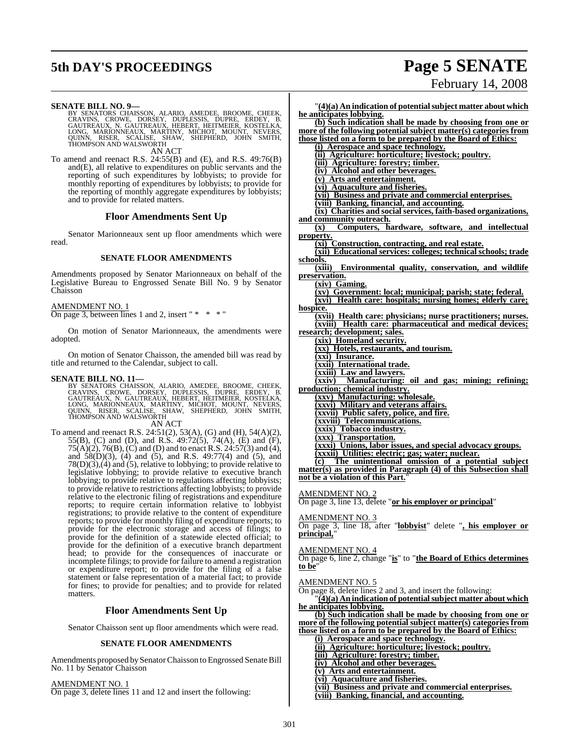**SENATE BILL NO. 9—**

BY SENATORS CHAISSON, ALARIO, AMEDEE, BROOME, CHEEK, CRAVINS, CROWE, DORSEY, DUPLESSIS, DUPRE, ERDEY, B. GAUTREAUX, N. GAUTREAUX, HEBERT, HEITMEIER, KOSTELKA, LONG, MARIONNEAUX, MARTINY, MICHOT, MOUNT, NEVERS, QUINN, RISER, SCALISE, SHAW, SHEPHERD, JOHN SMITH, THOMPSON AND WALSWORTH

AN ACT

To amend and reenact R.S. 24:55(B) and (E), and R.S. 49:76(B) and(E), all relative to expenditures on public servants and the reporting of such expenditures by lobbyists; to provide for monthly reporting of expenditures by lobbyists; to provide for the reporting of monthly aggregate expenditures by lobbyists; and to provide for related matters.

## Floor Amendments Sent Up

Senator Marionneaux sent up floor amendments which were read.

### SENATE FLOOR AMENDMENTS

Amendments proposed by Senator Marionneaux on behalf of the Legislative Bureau to Engrossed Senate Bill No. 9 by Senator Chaisson

AMENDMENT NO. 1

On page 3, between lines 1 and 2, insert " * * * "

On motion of Senator Marionneaux, the amendments were adopted.

On motion of Senator Chaisson, the amended bill was read by title and returned to the Calendar, subject to call.

**SENATE BILL NO. 11—**

BY SENATORS CHAISSON, ALARIO, AMEDEE, BROOME, CHEEK, CRAVINS, CROWE, DORSEY, DUPLESSIS, DUPRE, ERDEY, B. GAUTREAUX, N. GAUTREAUX, HEBERT, HEITMEIER, KOSTELKA, LONG, MARIONNEAUX, MARTINY, MICHOT, MOUNT, NEVERS, QUINN, RISER, SCALISE, SHAW, SHEPHERD, JOHN SMITH, THOMPSON AND WALSWORTH

AN ACT

To amend and reenact R.S. 24:51(2), 53(A), (G) and (H), 54(A)(2), 55(B), (C) and (D), and R.S. 49:72(5), 74(A), (E) and (F), 75(A)(2), 76(B), (C) and (D) and to enact R.S. 24:57(3) and (4), and 58(D)(3), (4) and (5), and R.S. 49:77(4) and (5), and 78(D)(3),(4) and (5), relative to lobbying; to provide relative to legislative lobbying; to provide relative to executive branch lobbying; to provide relative to regulations affecting lobbyists; to provide relative to restrictions affecting lobbyists; to provide relative to the electronic filing of registrations and expenditure reports; to require certain information relative to lobbyist registrations; to provide relative to the content of expenditure reports; to provide for monthly filing of expenditure reports; to provide for the electronic storage and access of filings; to provide for the definition of a statewide elected official; to provide for the definition of a executive branch department head; to provide for the consequences of inaccurate or incomplete filings; to provide for failure to amend a registration or expenditure report; to provide for the filing of a false statement or false representation of a material fact; to provide for fines; to provide for penalties; and to provide for related matters.

## Floor Amendments Sent Up

Senator Chaisson sent up floor amendments which were read.

### SENATE FLOOR AMENDMENTS

Amendments proposed by Senator Chaisson to Engrossed Senate Bill No. 11 by Senator Chaisson

AMENDMENT NO. 1

On page 3, delete lines 11 and 12 and insert the following:

"**(4)(a) An indication of potential subject matter about which he anticipates lobbying.**

**(b) Such indication shall be made by choosing from one or more of the following potential subject matter(s) categories from those listed on a form to be prepared by the Board of Ethics:**

**(i) Aerospace and space technology.**

**(ii) Agriculture: horticulture; livestock; poultry.**

**(iii) Agriculture: forestry; timber.**

**(iv) Alcohol and other beverages.**

**(v) Arts and entertainment.**

**(vi) Aquaculture and fisheries.**

**(vii) Business and private and commercial enterprises.**

**(viii) Banking, financial, and accounting.**

**(ix) Charities and social services, faith-based organizations, and community outreach.**

**(x) Computers, hardware, software, and intellectual property.**

**(xi) Construction, contracting, and real estate.**

**(xii) Educational services: colleges; technical schools; trade schools.**

**(xiii) Environmental quality, conservation, and wildlife preservation.**

**(xiv) Gaming.**

**(xv) Government: local; municipal; parish; state; federal.**

**(xvi) Health care: hospitals; nursing homes; elderly care; hospice.**

**(xvii) Health care: physicians; nurse practitioners; nurses.**

**(xviii) Health care: pharmaceutical and medical devices; research; development; sales.**

**(xix) Homeland security.**

**(xx) Hotels, restaurants, and tourism.**

**(xxi) Insurance.**

**(xxii) International trade.**

**(xxiii) Law and lawyers.**

**(xxiv) Manufacturing: oil and gas; mining; refining; production; chemical industry.**

**(xxv) Manufacturing: wholesale.**

**(xxvi) Military and veterans affairs.**

**(xxvii) Public safety, police, and fire.**

**(xxviii) Telecommunications.**

**(xxix) Tobacco industry.**

**(xxx) Transportation.**

**(xxxi) Unions, labor issues, and special advocacy groups.**

**(xxxii) Utilities: electric; gas; water; nuclear.**

**(c) The unintentional omission of a potential subject matter(s) as provided in Paragraph (4) of this Subsection shall not be a violation of this Part.**"

AMENDMENT NO. 2

On page 3, line 13, delete "**or his employer or principal**"

AMENDMENT NO. 3

On page 3, line 18, after "**lobbyist**" delete "**, his employer or principal,**"

AMENDMENT NO. 4

On page 6, line 2, change "**is**" to "**the Board of Ethics determines to be**"

AMENDMENT NO. 5

On page 8, delete lines 2 and 3, and insert the following:

"**(4)(a) An indication of potential subject matter about which he anticipates lobbying.**

**(b) Such indication shall be made by choosing from one or more of the following potential subject matter(s) categories from those listed on a form to be prepared by the Board of Ethics:**

**(i) Aerospace and space technology.**

**(ii) Agriculture: horticulture; livestock; poultry.**

**(iii) Agriculture: forestry; timber.**

**(iv) Alcohol and other beverages.**

**(v) Arts and entertainment.**

**(vi) Aquaculture and fisheries.**

**(vii) Business and private and commercial enterprises.**

**(viii) Banking, financial, and accounting.**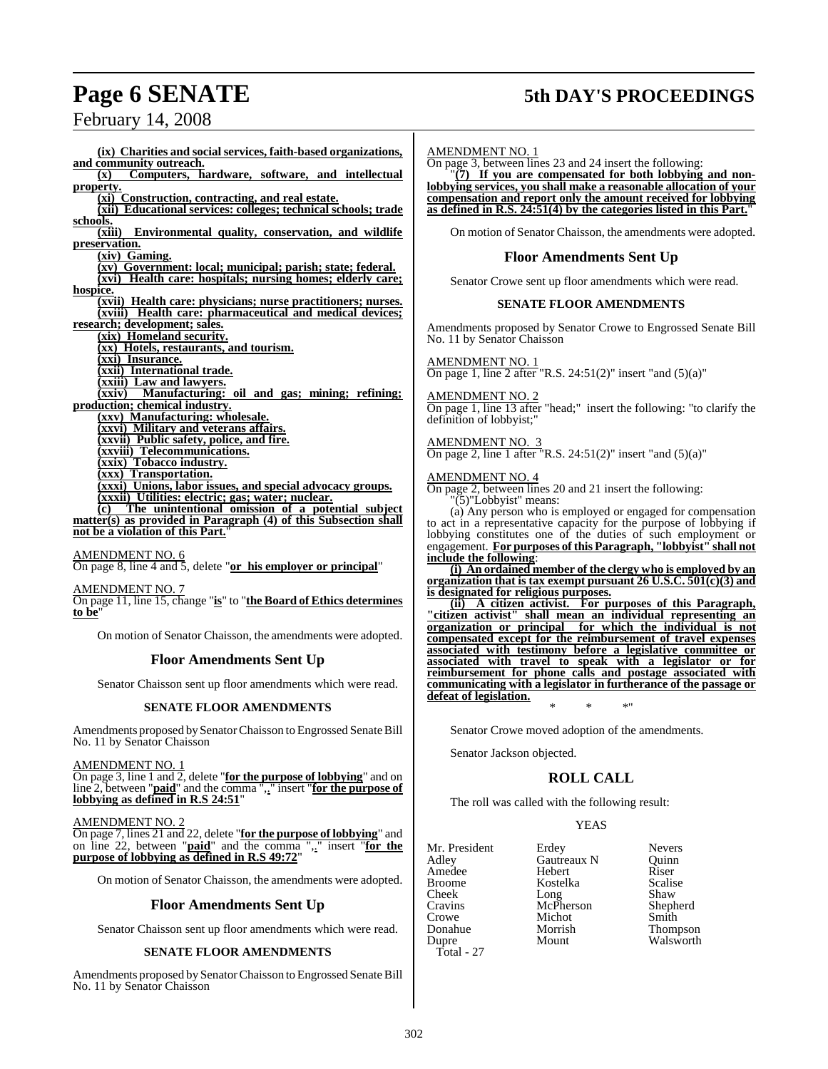**(ix) Charities and social services, faith-based organizations, and community outreach.**

**(x) Computers, hardware, software, and intellectual property.**

**(xi) Construction, contracting, and real estate.**

**(xii) Educational services: colleges; technical schools; trade schools.**

**(xiii) Environmental quality, conservation, and wildlife preservation.**

**(xiv) Gaming.**

**(xv) Government: local; municipal; parish; state; federal.**

**(xvi) Health care: hospitals; nursing homes; elderly care; hospice.**

**(xvii) Health care: physicians; nurse practitioners; nurses.**

**(xviii) Health care: pharmaceutical and medical devices; research; development; sales.**

**(xix) Homeland security.**

**(xx) Hotels, restaurants, and tourism.**

**(xxi) Insurance.**

**(xxii) International trade.**

**(xxiii) Law and lawyers.**

**(xxiv) Manufacturing: oil and gas; mining; refining; production; chemical industry.**

**(xxv) Manufacturing: wholesale.**

**(xxvi) Military and veterans affairs.**

**(xxvii) Public safety, police, and fire.**

**(xxviii) Telecommunications.**

**(xxix) Tobacco industry.**

**(xxx) Transportation.**

**(xxxi) Unions, labor issues, and special advocacy groups.**

**(xxxii) Utilities: electric; gas; water; nuclear.**

**(c) The unintentional omission of a potential subject matter(s) as provided in Paragraph (4) of this Subsection shall not be a violation of this Part.**"

AMENDMENT NO. 6
On page 8, line 4 and 5, delete "**or his employer or principal**"

AMENDMENT NO. 7
On page 11, line 15, change "**is**" to "**the Board of Ethics determines to be**"

On motion of Senator Chaisson, the amendments were adopted.

## Floor Amendments Sent Up

Senator Chaisson sent up floor amendments which were read.

### SENATE FLOOR AMENDMENTS

Amendments proposed by Senator Chaisson to Engrossed Senate Bill No. 11 by Senator Chaisson

AMENDMENT NO. 1
On page 3, line 1 and 2, delete "**for the purpose of lobbying**" and on line 2, between "**paid**" and the comma "**,**" insert "**for the purpose of lobbying as defined in R.S 24:51**"

AMENDMENT NO. 2
On page 7, lines 21 and 22, delete "**for the purpose of lobbying**" and on line 22, between "**paid**" and the comma "**,**" insert "**for the purpose of lobbying as defined in R.S 49:72**"

On motion of Senator Chaisson, the amendments were adopted.

## Floor Amendments Sent Up

Senator Chaisson sent up floor amendments which were read.

### SENATE FLOOR AMENDMENTS

Amendments proposed by Senator Chaisson to Engrossed Senate Bill No. 11 by Senator Chaisson

AMENDMENT NO. 1
On page 3, between lines 23 and 24 insert the following:

"**(7) If you are compensated for both lobbying and non-lobbying services, you shall make a reasonable allocation of your compensation and report only the amount received for lobbying as defined in R.S. 24:51(4) by the categories listed in this Part.**"

On motion of Senator Chaisson, the amendments were adopted.

## Floor Amendments Sent Up

Senator Crowe sent up floor amendments which were read.

### SENATE FLOOR AMENDMENTS

Amendments proposed by Senator Crowe to Engrossed Senate Bill No. 11 by Senator Chaisson

AMENDMENT NO. 1
On page 1, line 2 after "R.S. 24:51(2)" insert "and (5)(a)"

AMENDMENT NO. 2
On page 1, line 13 after "head;" insert the following: "to clarify the definition of lobbyist;"

AMENDMENT NO. 3
On page 2, line 1 after "R.S. 24:51(2)" insert "and (5)(a)"

AMENDMENT NO. 4
On page 2, between lines 20 and 21 insert the following:

"(5)"Lobbyist" means:

(a) Any person who is employed or engaged for compensation to act in a representative capacity for the purpose of lobbying if lobbying constitutes one of the duties of such employment or engagement. **For purposes of this Paragraph, "lobbyist" shall not include the following**:

**(i) An ordained member of the clergy who is employed by an organization that is tax exempt pursuant 26 U.S.C. 501(c)(3) and is designated for religious purposes.**

**(ii) A citizen activist. For purposes of this Paragraph, "citizen activist" shall mean an individual representing an organization or principal for which the individual is not compensated except for the reimbursement of travel expenses associated with testimony before a legislative committee or associated with travel to speak with a legislator or for reimbursement for phone calls and postage associated with communicating with a legislator in furtherance of the passage or defeat of legislation.**

\* \* \*"

Senator Crowe moved adoption of the amendments.

Senator Jackson objected.

## ROLL CALL

The roll was called with the following result:

YEAS

| | | |
|---|---|---|
| Mr. President | Erdey | Nevers |
| Adley | Gautreaux N | Quinn |
| Amedee | Hebert | Riser |
| Broome | Kostelka | Scalise |
| Cheek | Long | Shaw |
| Cravins | McPherson | Shepherd |
| Crowe | Michot | Smith |
| Donahue | Morrish | Thompson |
| Dupre | Mount | Walsworth |

Total - 27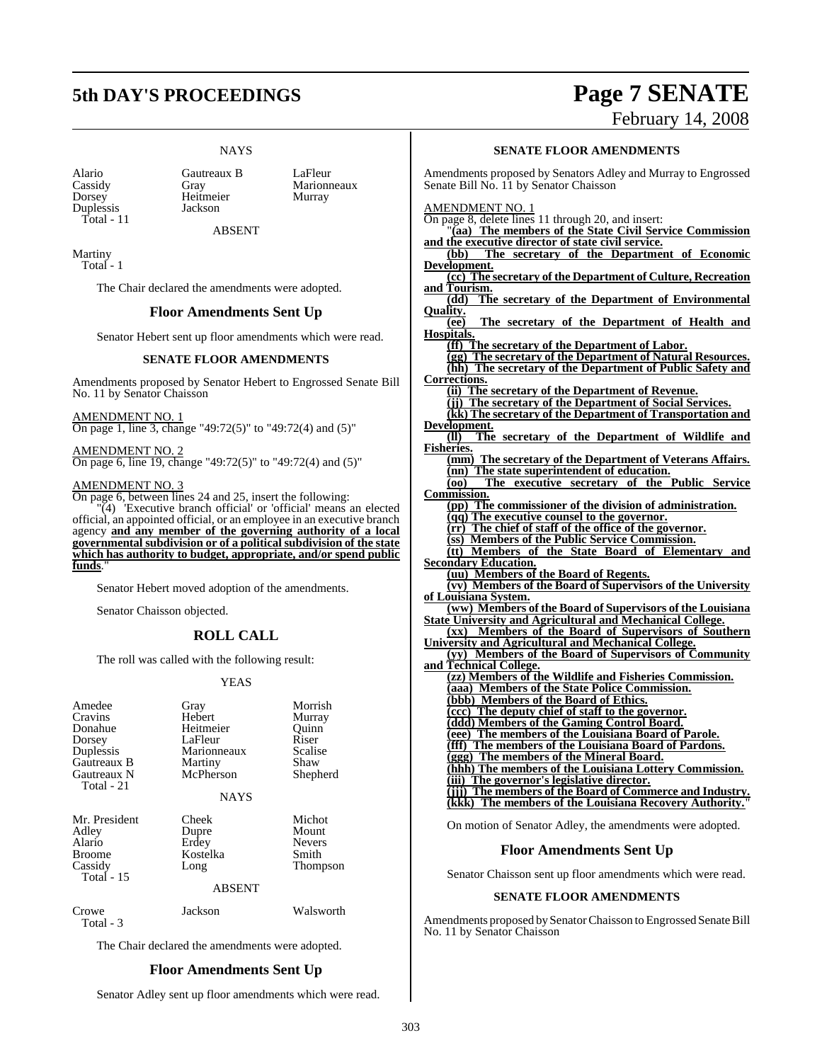NAYS

| | | |
|---|---|---|
| Alario | Gautreaux B | LaFleur |
| Cassidy | Gray | Marionneaux |
| Dorsey | Heitmeier | Murray |
| Duplessis | Jackson | |
| Total - 11 | | |

ABSENT

Martiny
Total - 1

The Chair declared the amendments were adopted.

## Floor Amendments Sent Up

Senator Hebert sent up floor amendments which were read.

### SENATE FLOOR AMENDMENTS

Amendments proposed by Senator Hebert to Engrossed Senate Bill No. 11 by Senator Chaisson

AMENDMENT NO. 1
On page 1, line 3, change "49:72(5)" to "49:72(4) and (5)"

AMENDMENT NO. 2
On page 6, line 19, change "49:72(5)" to "49:72(4) and (5)"

AMENDMENT NO. 3
On page 6, between lines 24 and 25, insert the following:

"(4) 'Executive branch official' or 'official' means an elected official, an appointed official, or an employee in an executive branch agency **and any member of the governing authority of a local governmental subdivision or of a political subdivision of the state which has authority to budget, appropriate, and/or spend public funds**."

Senator Hebert moved adoption of the amendments.

Senator Chaisson objected.

## ROLL CALL

The roll was called with the following result:

YEAS

| | | |
|---|---|---|
| Amedee | Gray | Morrish |
| Cravins | Hebert | Murray |
| Donahue | Heitmeier | Quinn |
| Dorsey | LaFleur | Riser |
| Duplessis | Marionneaux | Scalise |
| Gautreaux B | Martiny | Shaw |
| Gautreaux N | McPherson | Shepherd |
| Total - 21 | | |

NAYS

| | | |
|---|---|---|
| Mr. President | Cheek | Michot |
| Adley | Dupre | Mount |
| Alario | Erdey | Nevers |
| Broome | Kostelka | Smith |
| Cassidy | Long | Thompson |
| Total - 15 | | |

ABSENT

| | | |
|---|---|---|
| Crowe | Jackson | Walsworth |
| Total - 3 | | |

The Chair declared the amendments were adopted.

## Floor Amendments Sent Up

Senator Adley sent up floor amendments which were read.

### SENATE FLOOR AMENDMENTS

Amendments proposed by Senators Adley and Murray to Engrossed Senate Bill No. 11 by Senator Chaisson

AMENDMENT NO. 1
On page 8, delete lines 11 through 20, and insert:

"**(aa) The members of the State Civil Service Commission and the executive director of state civil service.**

**(bb) The secretary of the Department of Economic Development.**

**(cc) The secretary of the Department of Culture, Recreation and Tourism.**

**(dd) The secretary of the Department of Environmental Quality.**

**(ee) The secretary of the Department of Health and Hospitals.**

**(ff) The secretary of the Department of Labor.**

**(gg) The secretary of the Department of Natural Resources.**

**(hh) The secretary of the Department of Public Safety and Corrections.**

**(ii) The secretary of the Department of Revenue.**

**(jj) The secretary of the Department of Social Services.**

**(kk) The secretary of the Department of Transportation and Development.**

**(ll) The secretary of the Department of Wildlife and Fisheries.**

**(mm) The secretary of the Department of Veterans Affairs.**

**(nn) The state superintendent of education.**

**(oo) The executive secretary of the Public Service Commission.**

**(pp) The commissioner of the division of administration.**

**(qq) The executive counsel to the governor.**

**(rr) The chief of staff of the office of the governor.**

**(ss) Members of the Public Service Commission.**

**(tt) Members of the State Board of Elementary and Secondary Education.**

**(uu) Members of the Board of Regents.**

**(vv) Members of the Board of Supervisors of the University of Louisiana System.**

**(ww) Members of the Board of Supervisors of the Louisiana State University and Agricultural and Mechanical College.**

**(xx) Members of the Board of Supervisors of Southern University and Agricultural and Mechanical College.**

**(yy) Members of the Board of Supervisors of Community and Technical College.**

**(zz) Members of the Wildlife and Fisheries Commission.**

**(aaa) Members of the State Police Commission.**

**(bbb) Members of the Board of Ethics.**

**(ccc) The deputy chief of staff to the governor.**

**(ddd) Members of the Gaming Control Board.**

**(eee) The members of the Louisiana Board of Parole.**

**(fff) The members of the Louisiana Board of Pardons.**

**(ggg) The members of the Mineral Board.**

**(hhh) The members of the Louisiana Lottery Commission.**

**(iii) The governor's legislative director.**

**(jjj) The members of the Board of Commerce and Industry.**

**(kkk) The members of the Louisiana Recovery Authority.**"

On motion of Senator Adley, the amendments were adopted.

## Floor Amendments Sent Up

Senator Chaisson sent up floor amendments which were read.

### SENATE FLOOR AMENDMENTS

Amendments proposed by Senator Chaisson to Engrossed Senate Bill No. 11 by Senator Chaisson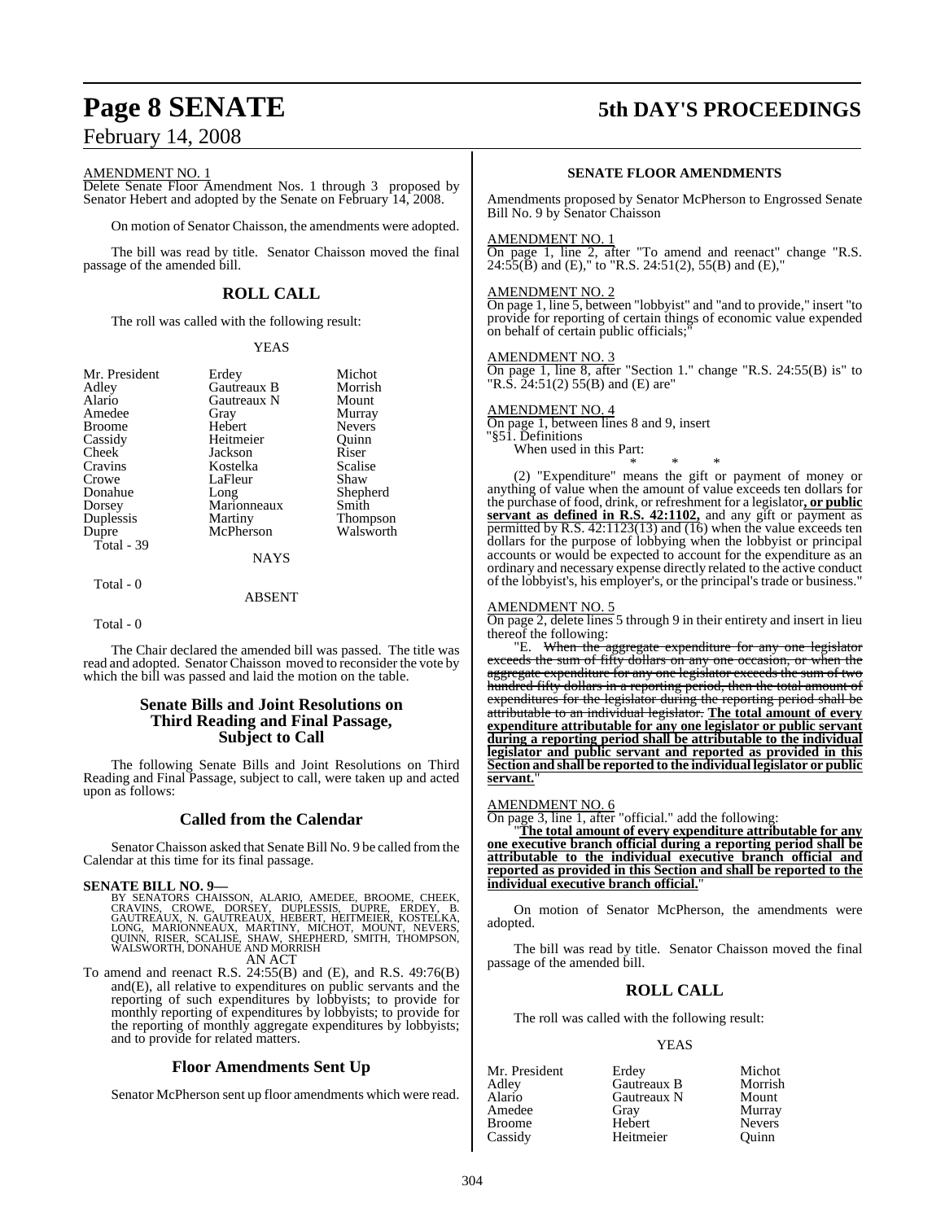AMENDMENT NO. 1

Delete Senate Floor Amendment Nos. 1 through 3 proposed by Senator Hebert and adopted by the Senate on February 14, 2008.

On motion of Senator Chaisson, the amendments were adopted.

The bill was read by title. Senator Chaisson moved the final passage of the amended bill.

## ROLL CALL

The roll was called with the following result:

YEAS

| | | |
|---|---|---|
| Mr. President | Erdey | Michot |
| Adley | Gautreaux B | Morrish |
| Alario | Gautreaux N | Mount |
| Amedee | Gray | Murray |
| Broome | Hebert | Nevers |
| Cassidy | Heitmeier | Quinn |
| Cheek | Jackson | Riser |
| Cravins | Kostelka | Scalise |
| Crowe | LaFleur | Shaw |
| Donahue | Long | Shepherd |
| Dorsey | Marionneaux | Smith |
| Duplessis | Martiny | Thompson |
| Dupre | McPherson | Walsworth |
| Total - 39 | | |

NAYS

Total - 0

ABSENT

Total - 0

The Chair declared the amended bill was passed. The title was read and adopted. Senator Chaisson moved to reconsider the vote by which the bill was passed and laid the motion on the table.

## Senate Bills and Joint Resolutions on Third Reading and Final Passage, Subject to Call

The following Senate Bills and Joint Resolutions on Third Reading and Final Passage, subject to call, were taken up and acted upon as follows:

## Called from the Calendar

Senator Chaisson asked that Senate Bill No. 9 be called from the Calendar at this time for its final passage.

**SENATE BILL NO. 9—**

BY SENATORS CHAISSON, ALARIO, AMEDEE, BROOME, CHEEK, CRAVINS, CROWE, DORSEY, DUPLESSIS, DUPRE, ERDEY, B. GAUTREAUX, N. GAUTREAUX, HEBERT, HEITMEIER, KOSTELKA, LONG, MARIONNEAUX, MARTINY, MICHOT, MOUNT, NEVERS, QUINN, RISER, SCALISE, SHAW, SHEPHERD, SMITH, THOMPSON, WALSWORTH, DONAHUE AND MORRISH

AN ACT

To amend and reenact R.S. 24:55(B) and (E), and R.S. 49:76(B) and(E), all relative to expenditures on public servants and the reporting of such expenditures by lobbyists; to provide for monthly reporting of expenditures by lobbyists; to provide for the reporting of monthly aggregate expenditures by lobbyists; and to provide for related matters.

## Floor Amendments Sent Up

Senator McPherson sent up floor amendments which were read.

### SENATE FLOOR AMENDMENTS

Amendments proposed by Senator McPherson to Engrossed Senate Bill No. 9 by Senator Chaisson

AMENDMENT NO. 1

On page 1, line 2, after "To amend and reenact" change "R.S. 24:55(B) and (E)," to "R.S. 24:51(2), 55(B) and (E),"

AMENDMENT NO. 2

On page 1, line 5, between "lobbyist" and "and to provide," insert "to provide for reporting of certain things of economic value expended on behalf of certain public officials;"

AMENDMENT NO. 3

On page 1, line 8, after "Section 1." change "R.S. 24:55(B) is" to "R.S. 24:51(2) 55(B) and (E) are"

AMENDMENT NO. 4

On page 1, between lines 8 and 9, insert

"§51. Definitions

When used in this Part:

\* \* \*

(2) "Expenditure" means the gift or payment of money or anything of value when the amount of value exceeds ten dollars for the purchase of food, drink, or refreshment for a legislator**, or public servant as defined in R.S. 42:1102,** and any gift or payment as permitted by R.S. 42:1123(13) and (16) when the value exceeds ten dollars for the purpose of lobbying when the lobbyist or principal accounts or would be expected to account for the expenditure as an ordinary and necessary expense directly related to the active conduct of the lobbyist's, his employer's, or the principal's trade or business."

AMENDMENT NO. 5

On page 2, delete lines 5 through 9 in their entirety and insert in lieu thereof the following:

"E. ~~When the aggregate expenditure for any one legislator exceeds the sum of fifty dollars on any one occasion, or when the aggregate expenditure for any one legislator exceeds the sum of two hundred fifty dollars in a reporting period, then the total amount of expenditures for the legislator during the reporting period shall be attributable to an individual legislator.~~ **The total amount of every expenditure attributable for any one legislator or public servant during a reporting period shall be attributable to the individual legislator and public servant and reported as provided in this Section and shall be reported to the individual legislator or public servant.**"

AMENDMENT NO. 6

On page 3, line 1, after "official." add the following:

"**The total amount of every expenditure attributable for any one executive branch official during a reporting period shall be attributable to the individual executive branch official and reported as provided in this Section and shall be reported to the individual executive branch official.**"

On motion of Senator McPherson, the amendments were adopted.

The bill was read by title. Senator Chaisson moved the final passage of the amended bill.

## ROLL CALL

The roll was called with the following result:

YEAS

| | | |
|---|---|---|
| Mr. President | Erdey | Michot |
| Adley | Gautreaux B | Morrish |
| Alario | Gautreaux N | Mount |
| Amedee | Gray | Murray |
| Broome | Hebert | Nevers |
| Cassidy | Heitmeier | Quinn |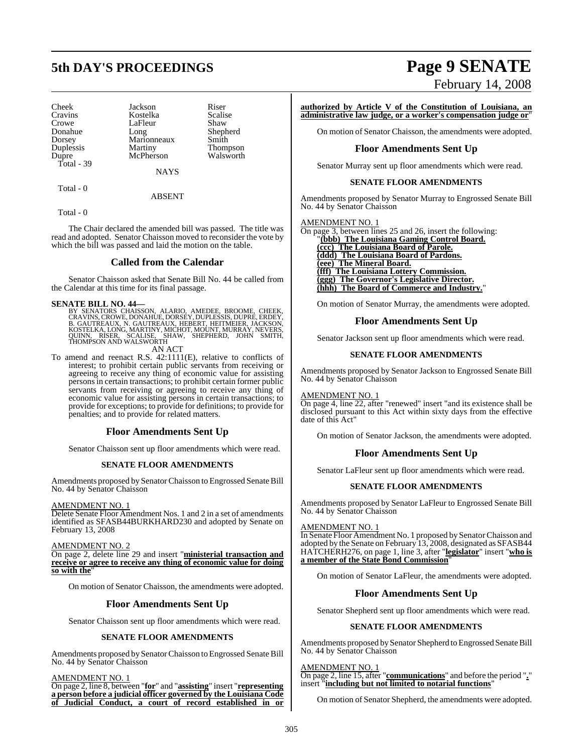| Cheek | Jackson | Riser |
| --- | --- | --- |
| Cravins | Kostelka | Scalise |
| Crowe | LaFleur | Shaw |
| Donahue | Long | Shepherd |
| Dorsey | Marionneaux | Smith |
| Duplessis | Martiny | Thompson |
| Dupre | McPherson | Walsworth |
| Total - 39 | | |

NAYS

Total - 0

ABSENT

Total - 0

The Chair declared the amended bill was passed. The title was read and adopted. Senator Chaisson moved to reconsider the vote by which the bill was passed and laid the motion on the table.

## Called from the Calendar

Senator Chaisson asked that Senate Bill No. 44 be called from the Calendar at this time for its final passage.

**SENATE BILL NO. 44—**
BY SENATORS CHAISSON, ALARIO, AMEDEE, BROOME, CHEEK, CRAVINS, CROWE, DONAHUE, DORSEY, DUPLESSIS, DUPRE, ERDEY, B. GAUTREAUX, N. GAUTREAUX, HEBERT, HEITMEIER, JACKSON, KOSTELKA, LONG, MARTINY, MICHOT, MOUNT, MURRAY, NEVERS, QUINN, RISER, SCALISE, SHAW, SHEPHERD, JOHN SMITH, THOMPSON AND WALSWORTH

AN ACT

To amend and reenact R.S. 42:1111(E), relative to conflicts of interest; to prohibit certain public servants from receiving or agreeing to receive any thing of economic value for assisting persons in certain transactions; to prohibit certain former public servants from receiving or agreeing to receive any thing of economic value for assisting persons in certain transactions; to provide for exceptions; to provide for definitions; to provide for penalties; and to provide for related matters.

## Floor Amendments Sent Up

Senator Chaisson sent up floor amendments which were read.

### SENATE FLOOR AMENDMENTS

Amendments proposed by Senator Chaisson to Engrossed Senate Bill No. 44 by Senator Chaisson

AMENDMENT NO. 1
Delete Senate Floor Amendment Nos. 1 and 2 in a set of amendments identified as SFASB44BURKHARD230 and adopted by Senate on February 13, 2008

AMENDMENT NO. 2
On page 2, delete line 29 and insert "**ministerial transaction and receive or agree to receive any thing of economic value for doing so with the**"

On motion of Senator Chaisson, the amendments were adopted.

## Floor Amendments Sent Up

Senator Chaisson sent up floor amendments which were read.

### SENATE FLOOR AMENDMENTS

Amendments proposed by Senator Chaisson to Engrossed Senate Bill No. 44 by Senator Chaisson

AMENDMENT NO. 1
On page 2, line 8, between "**for**" and "**assisting**" insert "**representing a person before a judicial officer governed by the Louisiana Code of Judicial Conduct, a court of record established in or authorized by Article V of the Constitution of Louisiana, an administrative law judge, or a worker's compensation judge or**"

On motion of Senator Chaisson, the amendments were adopted.

## Floor Amendments Sent Up

Senator Murray sent up floor amendments which were read.

### SENATE FLOOR AMENDMENTS

Amendments proposed by Senator Murray to Engrossed Senate Bill No. 44 by Senator Chaisson

AMENDMENT NO. 1
On page 3, between lines 25 and 26, insert the following:
"**(bbb) The Louisiana Gaming Control Board.**
**(ccc) The Louisiana Board of Parole.**
**(ddd) The Louisiana Board of Pardons.**
**(eee) The Mineral Board.**
**(fff) The Louisiana Lottery Commission.**
**(ggg) The Governor's Legislative Director.**
**(hhh) The Board of Commerce and Industry.**"

On motion of Senator Murray, the amendments were adopted.

## Floor Amendments Sent Up

Senator Jackson sent up floor amendments which were read.

### SENATE FLOOR AMENDMENTS

Amendments proposed by Senator Jackson to Engrossed Senate Bill No. 44 by Senator Chaisson

AMENDMENT NO. 1
On page 4, line 22, after "renewed" insert "and its existence shall be disclosed pursuant to this Act within sixty days from the effective date of this Act"

On motion of Senator Jackson, the amendments were adopted.

## Floor Amendments Sent Up

Senator LaFleur sent up floor amendments which were read.

### SENATE FLOOR AMENDMENTS

Amendments proposed by Senator LaFleur to Engrossed Senate Bill No. 44 by Senator Chaisson

AMENDMENT NO. 1
In Senate Floor Amendment No. 1 proposed by Senator Chaisson and adopted by the Senate on February 13, 2008, designated as SFASB44 HATCHERH276, on page 1, line 3, after "**legislator**" insert "**who is a member of the State Bond Commission**"

On motion of Senator LaFleur, the amendments were adopted.

## Floor Amendments Sent Up

Senator Shepherd sent up floor amendments which were read.

### SENATE FLOOR AMENDMENTS

Amendments proposed by Senator Shepherd to Engrossed Senate Bill No. 44 by Senator Chaisson

AMENDMENT NO. 1
On page 2, line 15, after "**communications**" and before the period "**.**" insert "**including but not limited to notarial functions**"

On motion of Senator Shepherd, the amendments were adopted.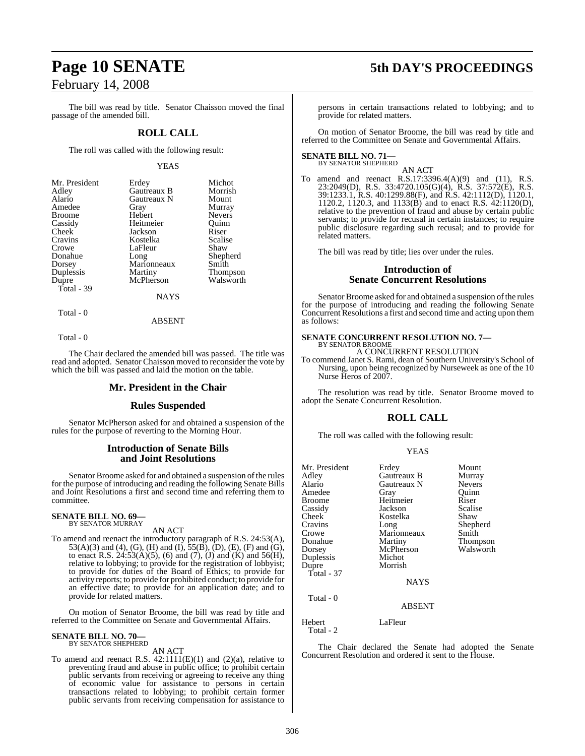The bill was read by title. Senator Chaisson moved the final passage of the amended bill.

## ROLL CALL

The roll was called with the following result:

YEAS

| | | |
|---|---|---|
| Mr. President | Erdey | Michot |
| Adley | Gautreaux B | Morrish |
| Alario | Gautreaux N | Mount |
| Amedee | Gray | Murray |
| Broome | Hebert | Nevers |
| Cassidy | Heitmeier | Quinn |
| Cheek | Jackson | Riser |
| Cravins | Kostelka | Scalise |
| Crowe | LaFleur | Shaw |
| Donahue | Long | Shepherd |
| Dorsey | Marionneaux | Smith |
| Duplessis | Martiny | Thompson |
| Dupre | McPherson | Walsworth |
| Total - 39 | | |

NAYS

Total - 0

ABSENT

Total - 0

The Chair declared the amended bill was passed. The title was read and adopted. Senator Chaisson moved to reconsider the vote by which the bill was passed and laid the motion on the table.

## Mr. President in the Chair

## Rules Suspended

Senator McPherson asked for and obtained a suspension of the rules for the purpose of reverting to the Morning Hour.

## Introduction of Senate Bills and Joint Resolutions

Senator Broome asked for and obtained a suspension of the rules for the purpose of introducing and reading the following Senate Bills and Joint Resolutions a first and second time and referring them to committee.

**SENATE BILL NO. 69—**
BY SENATOR MURRAY

AN ACT

To amend and reenact the introductory paragraph of R.S. 24:53(A), 53(A)(3) and (4), (G), (H) and (I), 55(B), (D), (E), (F) and (G), to enact R.S. 24:53(A)(5), (6) and (7), (J) and (K) and 56(H), relative to lobbying; to provide for the registration of lobbyist; to provide for duties of the Board of Ethics; to provide for activity reports; to provide for prohibited conduct; to provide for an effective date; to provide for an application date; and to provide for related matters.

On motion of Senator Broome, the bill was read by title and referred to the Committee on Senate and Governmental Affairs.

**SENATE BILL NO. 70—**
BY SENATOR SHEPHERD

AN ACT

To amend and reenact R.S. 42:1111(E)(1) and (2)(a), relative to preventing fraud and abuse in public office; to prohibit certain public servants from receiving or agreeing to receive any thing of economic value for assistance to persons in certain transactions related to lobbying; to prohibit certain former public servants from receiving compensation for assistance to persons in certain transactions related to lobbying; and to provide for related matters.

On motion of Senator Broome, the bill was read by title and referred to the Committee on Senate and Governmental Affairs.

**SENATE BILL NO. 71—**
BY SENATOR SHEPHERD

AN ACT

To amend and reenact R.S.17:3396.4(A)(9) and (11), R.S. 23:2049(D), R.S. 33:4720.105(G)(4), R.S. 37:572(E), R.S. 39:1233.1, R.S. 40:1299.88(F), and R.S. 42:1112(D), 1120.1, 1120.2, 1120.3, and 1133(B) and to enact R.S. 42:1120(D), relative to the prevention of fraud and abuse by certain public servants; to provide for recusal in certain instances; to require public disclosure regarding such recusal; and to provide for related matters.

The bill was read by title; lies over under the rules.

## Introduction of Senate Concurrent Resolutions

Senator Broome asked for and obtained a suspension of the rules for the purpose of introducing and reading the following Senate Concurrent Resolutions a first and second time and acting upon them as follows:

**SENATE CONCURRENT RESOLUTION NO. 7—**
BY SENATOR BROOME

A CONCURRENT RESOLUTION

To commend Janet S. Rami, dean of Southern University's School of Nursing, upon being recognized by Nurseweek as one of the 10 Nurse Heros of 2007.

The resolution was read by title. Senator Broome moved to adopt the Senate Concurrent Resolution.

## ROLL CALL

The roll was called with the following result:

YEAS

| | | |
|---|---|---|
| Mr. President | Erdey | Mount |
| Adley | Gautreaux B | Murray |
| Alario | Gautreaux N | Nevers |
| Amedee | Gray | Quinn |
| Broome | Heitmeier | Riser |
| Cassidy | Jackson | Scalise |
| Cheek | Kostelka | Shaw |
| Cravins | Long | Shepherd |
| Crowe | Marionneaux | Smith |
| Donahue | Martiny | Thompson |
| Dorsey | McPherson | Walsworth |
| Duplessis | Michot | |
| Dupre | Morrish | |
| Total - 37 | | |

NAYS

Total - 0

ABSENT

Hebert LaFleur
Total - 2

The Chair declared the Senate had adopted the Senate Concurrent Resolution and ordered it sent to the House.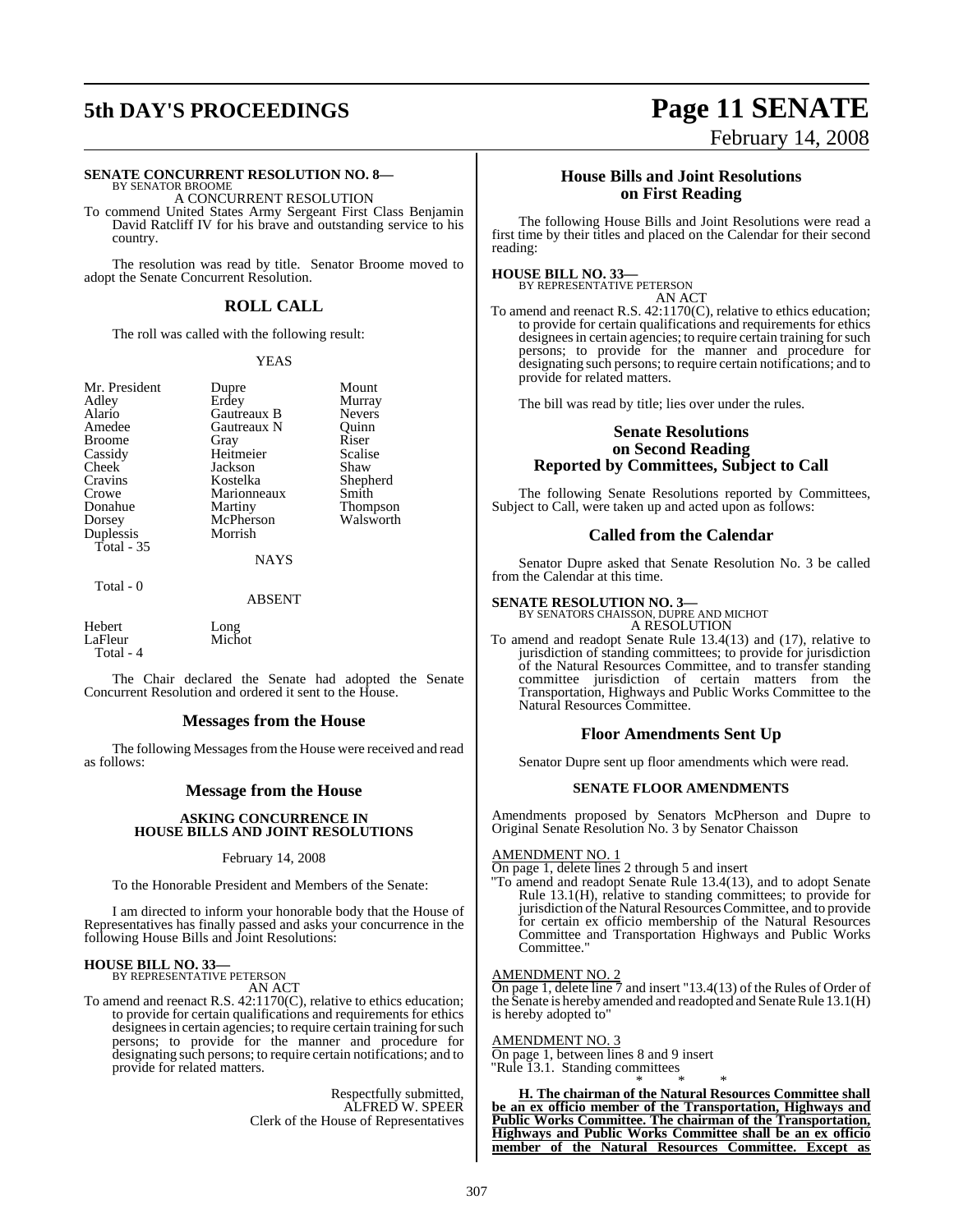**SENATE CONCURRENT RESOLUTION NO. 8—**
BY SENATOR BROOME

A CONCURRENT RESOLUTION

To commend United States Army Sergeant First Class Benjamin David Ratcliff IV for his brave and outstanding service to his country.

The resolution was read by title. Senator Broome moved to adopt the Senate Concurrent Resolution.

## ROLL CALL

The roll was called with the following result:

YEAS

| | | |
|---|---|---|
| Mr. President | Dupre | Mount |
| Adley | Erdey | Murray |
| Alario | Gautreaux B | Nevers |
| Amedee | Gautreaux N | Quinn |
| Broome | Gray | Riser |
| Cassidy | Heitmeier | Scalise |
| Cheek | Jackson | Shaw |
| Cravins | Kostelka | Shepherd |
| Crowe | Marionneaux | Smith |
| Donahue | Martiny | Thompson |
| Dorsey | McPherson | Walsworth |
| Duplessis | Morrish | |

Total - 35

NAYS

Total - 0

ABSENT

| | |
|---|---|
| Hebert | Long |
| LaFleur | Michot |

Total - 4

The Chair declared the Senate had adopted the Senate Concurrent Resolution and ordered it sent to the House.

## Messages from the House

The following Messages from the House were received and read as follows:

## Message from the House

### ASKING CONCURRENCE IN HOUSE BILLS AND JOINT RESOLUTIONS

February 14, 2008

To the Honorable President and Members of the Senate:

I am directed to inform your honorable body that the House of Representatives has finally passed and asks your concurrence in the following House Bills and Joint Resolutions:

**HOUSE BILL NO. 33—**
BY REPRESENTATIVE PETERSON

AN ACT

To amend and reenact R.S. 42:1170(C), relative to ethics education; to provide for certain qualifications and requirements for ethics designees in certain agencies; to require certain training for such persons; to provide for the manner and procedure for designating such persons; to require certain notifications; and to provide for related matters.

Respectfully submitted,
ALFRED W. SPEER
Clerk of the House of Representatives

## House Bills and Joint Resolutions on First Reading

The following House Bills and Joint Resolutions were read a first time by their titles and placed on the Calendar for their second reading:

**HOUSE BILL NO. 33—**
BY REPRESENTATIVE PETERSON

AN ACT

To amend and reenact R.S. 42:1170(C), relative to ethics education; to provide for certain qualifications and requirements for ethics designees in certain agencies; to require certain training for such persons; to provide for the manner and procedure for designating such persons; to require certain notifications; and to provide for related matters.

The bill was read by title; lies over under the rules.

## Senate Resolutions on Second Reading Reported by Committees, Subject to Call

The following Senate Resolutions reported by Committees, Subject to Call, were taken up and acted upon as follows:

## Called from the Calendar

Senator Dupre asked that Senate Resolution No. 3 be called from the Calendar at this time.

**SENATE RESOLUTION NO. 3—**
BY SENATORS CHAISSON, DUPRE AND MICHOT

A RESOLUTION

To amend and readopt Senate Rule 13.4(13) and (17), relative to jurisdiction of standing committees; to provide for jurisdiction of the Natural Resources Committee, and to transfer standing committee jurisdiction of certain matters from the Transportation, Highways and Public Works Committee to the Natural Resources Committee.

## Floor Amendments Sent Up

Senator Dupre sent up floor amendments which were read.

### SENATE FLOOR AMENDMENTS

Amendments proposed by Senators McPherson and Dupre to Original Senate Resolution No. 3 by Senator Chaisson

AMENDMENT NO. 1

On page 1, delete lines 2 through 5 and insert

"To amend and readopt Senate Rule 13.4(13), and to adopt Senate Rule 13.1(H), relative to standing committees; to provide for jurisdiction of the Natural Resources Committee, and to provide for certain ex officio membership of the Natural Resources Committee and Transportation Highways and Public Works Committee."

AMENDMENT NO. 2

On page 1, delete line 7 and insert "13.4(13) of the Rules of Order of the Senate is hereby amended and readopted and Senate Rule 13.1(H) is hereby adopted to"

AMENDMENT NO. 3

On page 1, between lines 8 and 9 insert

"Rule 13.1. Standing committees

\* \* \*

**H. The chairman of the Natural Resources Committee shall be an ex officio member of the Transportation, Highways and Public Works Committee. The chairman of the Transportation, Highways and Public Works Committee shall be an ex officio member of the Natural Resources Committee. Except as**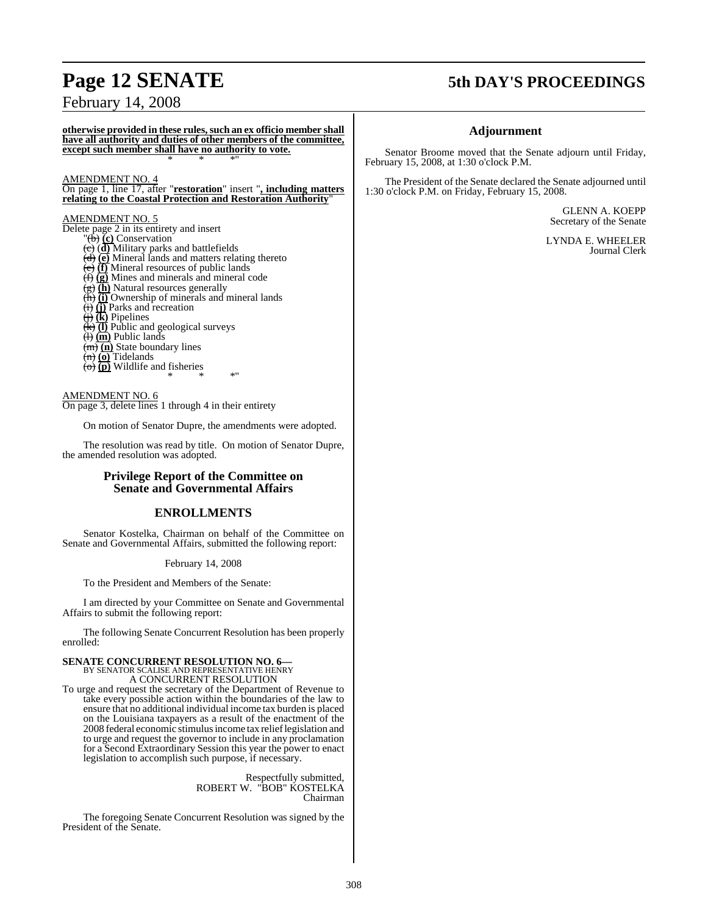**otherwise provided in these rules, such an ex officio member shall have all authority and duties of other members of the committee, except such member shall have no authority to vote.**

\* \* \*"

AMENDMENT NO. 4

On page 1, line 17, after "**restoration**" insert "**, including matters relating to the Coastal Protection and Restoration Authority**"

AMENDMENT NO. 5

Delete page 2 in its entirety and insert

"~~(b)~~ **(c)** Conservation

~~(c)~~ (**d)** Military parks and battlefields

~~(d)~~ **(e)** Mineral lands and matters relating thereto

~~(e)~~ **(f)** Mineral resources of public lands

~~(f)~~ **(g)** Mines and minerals and mineral code

~~(g)~~ **(h)** Natural resources generally

~~(h)~~ **(i)** Ownership of minerals and mineral lands

~~(i)~~ **(j)** Parks and recreation

~~(j)~~ **(k)** Pipelines

~~(k)~~ **(l)** Public and geological surveys

~~(l)~~ **(m)** Public lands

~~(m)~~ **(n)** State boundary lines

~~(n)~~ **(o)** Tidelands

~~(o)~~ **(p)** Wildlife and fisheries

\* \* \*"

AMENDMENT NO. 6

On page 3, delete lines 1 through 4 in their entirety

On motion of Senator Dupre, the amendments were adopted.

The resolution was read by title. On motion of Senator Dupre, the amended resolution was adopted.

## Privilege Report of the Committee on Senate and Governmental Affairs

## ENROLLMENTS

Senator Kostelka, Chairman on behalf of the Committee on Senate and Governmental Affairs, submitted the following report:

February 14, 2008

To the President and Members of the Senate:

I am directed by your Committee on Senate and Governmental Affairs to submit the following report:

The following Senate Concurrent Resolution has been properly enrolled:

**SENATE CONCURRENT RESOLUTION NO. 6—**
BY SENATOR SCALISE AND REPRESENTATIVE HENRY
A CONCURRENT RESOLUTION

To urge and request the secretary of the Department of Revenue to take every possible action within the boundaries of the law to ensure that no additional individual income tax burden is placed on the Louisiana taxpayers as a result of the enactment of the 2008 federal economic stimulus income tax relief legislation and to urge and request the governor to include in any proclamation for a Second Extraordinary Session this year the power to enact legislation to accomplish such purpose, if necessary.

Respectfully submitted,
ROBERT W. "BOB" KOSTELKA
Chairman

The foregoing Senate Concurrent Resolution was signed by the President of the Senate.

## Adjournment

Senator Broome moved that the Senate adjourn until Friday, February 15, 2008, at 1:30 o'clock P.M.

The President of the Senate declared the Senate adjourned until 1:30 o'clock P.M. on Friday, February 15, 2008.

GLENN A. KOEPP
Secretary of the Senate

LYNDA E. WHEELER
Journal Clerk